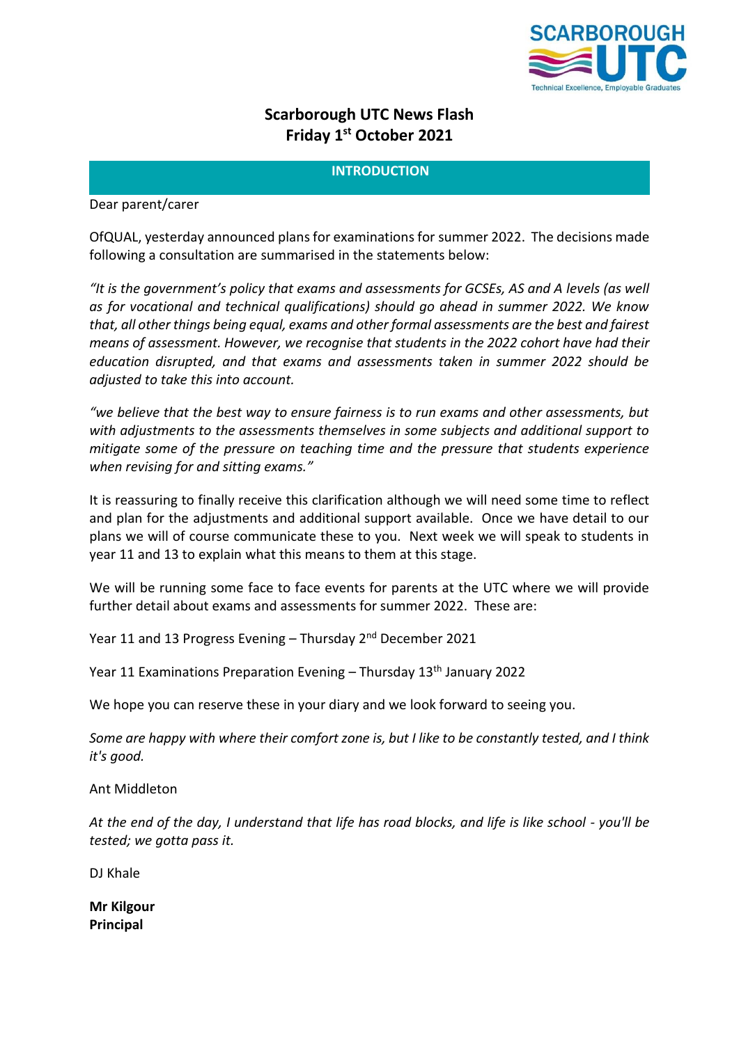# Scarborough UTC News Flash
## Friday 1st October 2021

### INTRODUCTION

Dear parent/carer

OfQUAL, yesterday announced plans for examinations for summer 2022. The decisions made following a consultation are summarised in the statements below:

*"It is the government's policy that exams and assessments for GCSEs, AS and A levels (as well as for vocational and technical qualifications) should go ahead in summer 2022. We know that, all other things being equal, exams and other formal assessments are the best and fairest means of assessment. However, we recognise that students in the 2022 cohort have had their education disrupted, and that exams and assessments taken in summer 2022 should be adjusted to take this into account.*

*"we believe that the best way to ensure fairness is to run exams and other assessments, but with adjustments to the assessments themselves in some subjects and additional support to mitigate some of the pressure on teaching time and the pressure that students experience when revising for and sitting exams."*

It is reassuring to finally receive this clarification although we will need some time to reflect and plan for the adjustments and additional support available. Once we have detail to our plans we will of course communicate these to you. Next week we will speak to students in year 11 and 13 to explain what this means to them at this stage.

We will be running some face to face events for parents at the UTC where we will provide further detail about exams and assessments for summer 2022. These are:

Year 11 and 13 Progress Evening – Thursday 2nd December 2021

Year 11 Examinations Preparation Evening – Thursday 13th January 2022

We hope you can reserve these in your diary and we look forward to seeing you.

*Some are happy with where their comfort zone is, but I like to be constantly tested, and I think it's good.*

Ant Middleton

*At the end of the day, I understand that life has road blocks, and life is like school - you'll be tested; we gotta pass it.*

DJ Khale

**Mr Kilgour**
**Principal**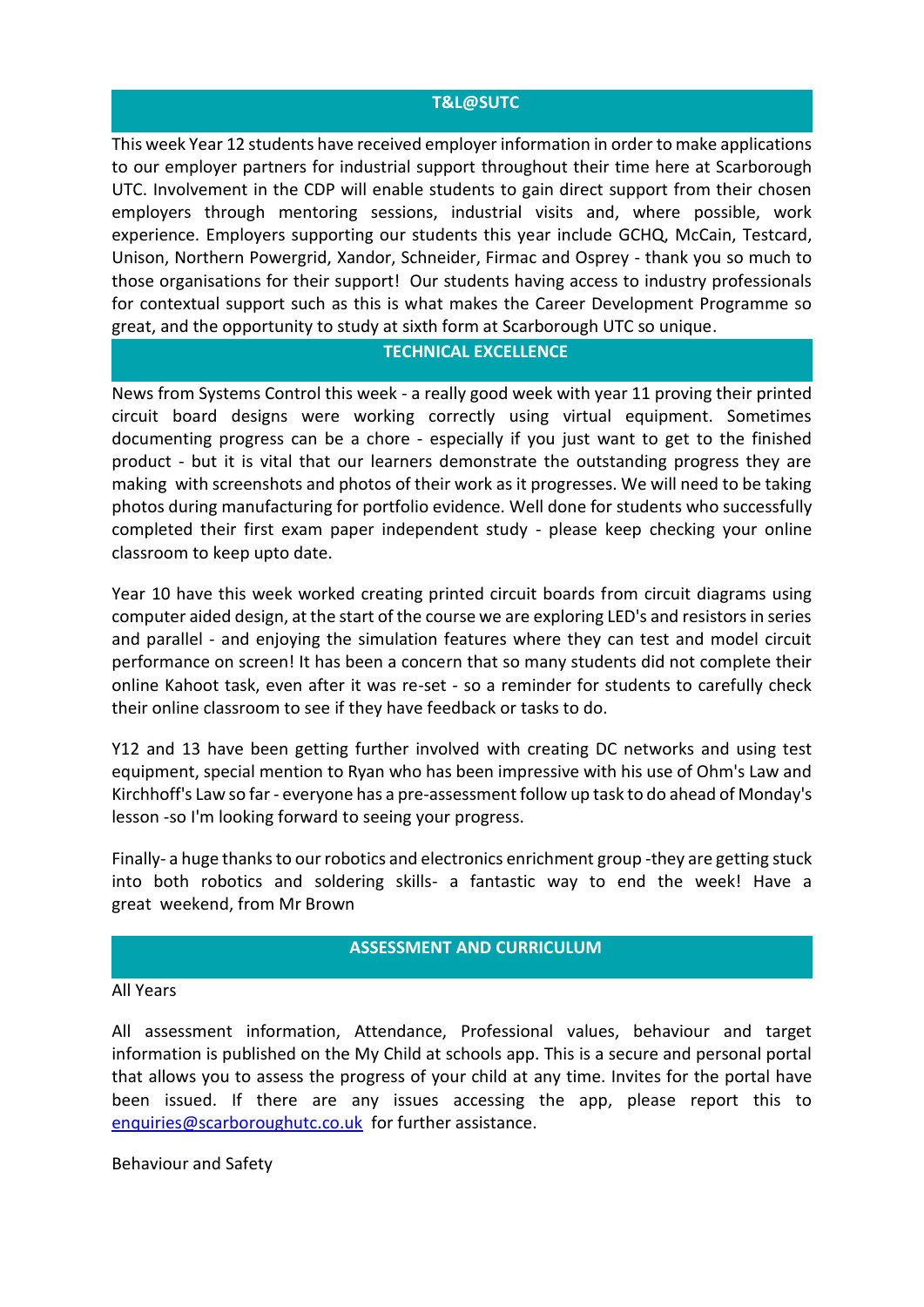## T&L@SUTC

This week Year 12 students have received employer information in order to make applications to our employer partners for industrial support throughout their time here at Scarborough UTC. Involvement in the CDP will enable students to gain direct support from their chosen employers through mentoring sessions, industrial visits and, where possible, work experience. Employers supporting our students this year include GCHQ, McCain, Testcard, Unison, Northern Powergrid, Xandor, Schneider, Firmac and Osprey - thank you so much to those organisations for their support! Our students having access to industry professionals for contextual support such as this is what makes the Career Development Programme so great, and the opportunity to study at sixth form at Scarborough UTC so unique.

## TECHNICAL EXCELLENCE

News from Systems Control this week - a really good week with year 11 proving their printed circuit board designs were working correctly using virtual equipment. Sometimes documenting progress can be a chore - especially if you just want to get to the finished product - but it is vital that our learners demonstrate the outstanding progress they are making with screenshots and photos of their work as it progresses. We will need to be taking photos during manufacturing for portfolio evidence. Well done for students who successfully completed their first exam paper independent study - please keep checking your online classroom to keep upto date.

Year 10 have this week worked creating printed circuit boards from circuit diagrams using computer aided design, at the start of the course we are exploring LED's and resistors in series and parallel - and enjoying the simulation features where they can test and model circuit performance on screen! It has been a concern that so many students did not complete their online Kahoot task, even after it was re-set - so a reminder for students to carefully check their online classroom to see if they have feedback or tasks to do.

Y12 and 13 have been getting further involved with creating DC networks and using test equipment, special mention to Ryan who has been impressive with his use of Ohm's Law and Kirchhoff's Law so far - everyone has a pre-assessment follow up task to do ahead of Monday's lesson -so I'm looking forward to seeing your progress.

Finally- a huge thanks to our robotics and electronics enrichment group -they are getting stuck into both robotics and soldering skills- a fantastic way to end the week! Have a great weekend, from Mr Brown

## ASSESSMENT AND CURRICULUM

All Years

All assessment information, Attendance, Professional values, behaviour and target information is published on the My Child at schools app. This is a secure and personal portal that allows you to assess the progress of your child at any time. Invites for the portal have been issued. If there are any issues accessing the app, please report this to enquiries@scarboroughutc.co.uk for further assistance.

Behaviour and Safety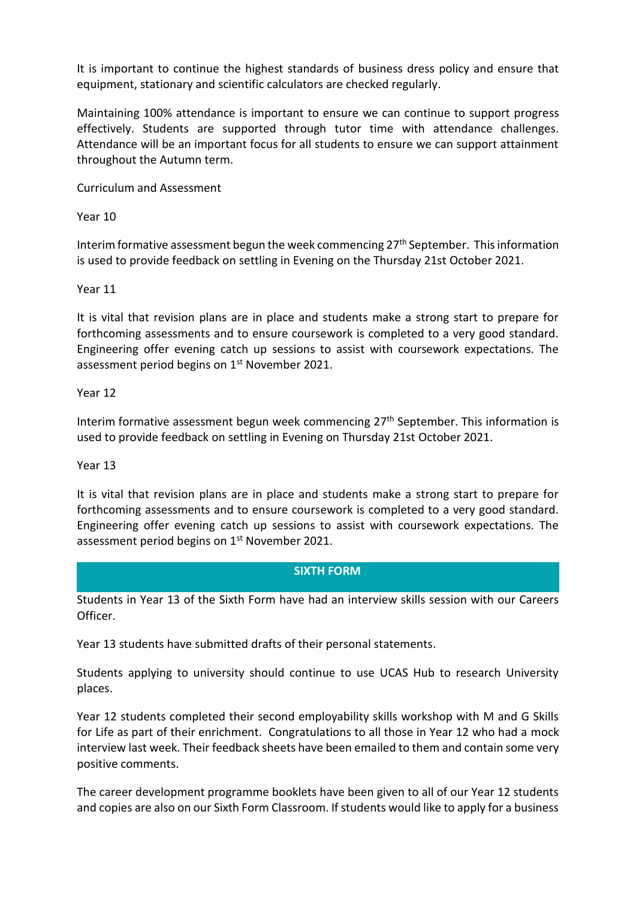It is important to continue the highest standards of business dress policy and ensure that equipment, stationary and scientific calculators are checked regularly.

Maintaining 100% attendance is important to ensure we can continue to support progress effectively. Students are supported through tutor time with attendance challenges. Attendance will be an important focus for all students to ensure we can support attainment throughout the Autumn term.

Curriculum and Assessment

Year 10

Interim formative assessment begun the week commencing 27th September. This information is used to provide feedback on settling in Evening on the Thursday 21st October 2021.

Year 11

It is vital that revision plans are in place and students make a strong start to prepare for forthcoming assessments and to ensure coursework is completed to a very good standard. Engineering offer evening catch up sessions to assist with coursework expectations. The assessment period begins on 1st November 2021.

Year 12

Interim formative assessment begun week commencing 27th September. This information is used to provide feedback on settling in Evening on Thursday 21st October 2021.

Year 13

It is vital that revision plans are in place and students make a strong start to prepare for forthcoming assessments and to ensure coursework is completed to a very good standard. Engineering offer evening catch up sessions to assist with coursework expectations. The assessment period begins on 1st November 2021.

## SIXTH FORM

Students in Year 13 of the Sixth Form have had an interview skills session with our Careers Officer.

Year 13 students have submitted drafts of their personal statements.

Students applying to university should continue to use UCAS Hub to research University places.

Year 12 students completed their second employability skills workshop with M and G Skills for Life as part of their enrichment. Congratulations to all those in Year 12 who had a mock interview last week. Their feedback sheets have been emailed to them and contain some very positive comments.

The career development programme booklets have been given to all of our Year 12 students and copies are also on our Sixth Form Classroom. If students would like to apply for a business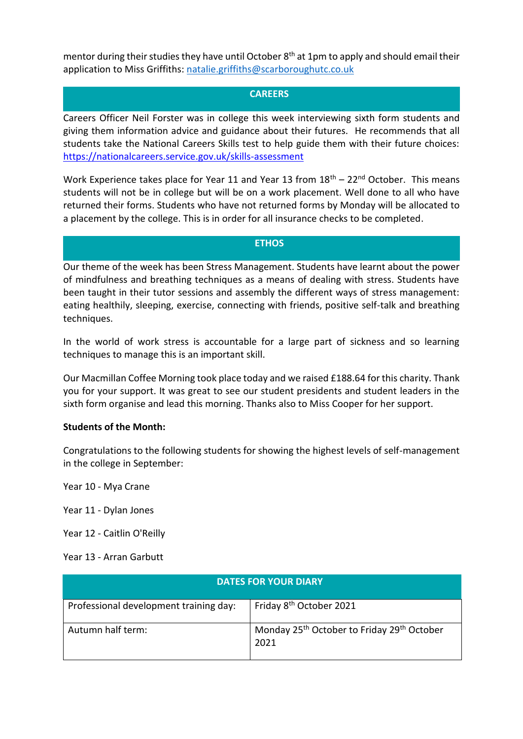mentor during their studies they have until October 8th at 1pm to apply and should email their application to Miss Griffiths: natalie.griffiths@scarboroughutc.co.uk

## CAREERS

Careers Officer Neil Forster was in college this week interviewing sixth form students and giving them information advice and guidance about their futures. He recommends that all students take the National Careers Skills test to help guide them with their future choices: https://nationalcareers.service.gov.uk/skills-assessment

Work Experience takes place for Year 11 and Year 13 from 18th – 22nd October. This means students will not be in college but will be on a work placement. Well done to all who have returned their forms. Students who have not returned forms by Monday will be allocated to a placement by the college. This is in order for all insurance checks to be completed.

## ETHOS

Our theme of the week has been Stress Management. Students have learnt about the power of mindfulness and breathing techniques as a means of dealing with stress. Students have been taught in their tutor sessions and assembly the different ways of stress management: eating healthily, sleeping, exercise, connecting with friends, positive self-talk and breathing techniques.

In the world of work stress is accountable for a large part of sickness and so learning techniques to manage this is an important skill.

Our Macmillan Coffee Morning took place today and we raised £188.64 for this charity. Thank you for your support. It was great to see our student presidents and student leaders in the sixth form organise and lead this morning. Thanks also to Miss Cooper for her support.

**Students of the Month:**

Congratulations to the following students for showing the highest levels of self-management in the college in September:

Year 10 - Mya Crane

Year 11 - Dylan Jones

Year 12 - Caitlin O'Reilly

Year 13 - Arran Garbutt

| DATES FOR YOUR DIARY | |
|---|---|
| Professional development training day: | Friday 8th October 2021 |
| Autumn half term: | Monday 25th October to Friday 29th October 2021 |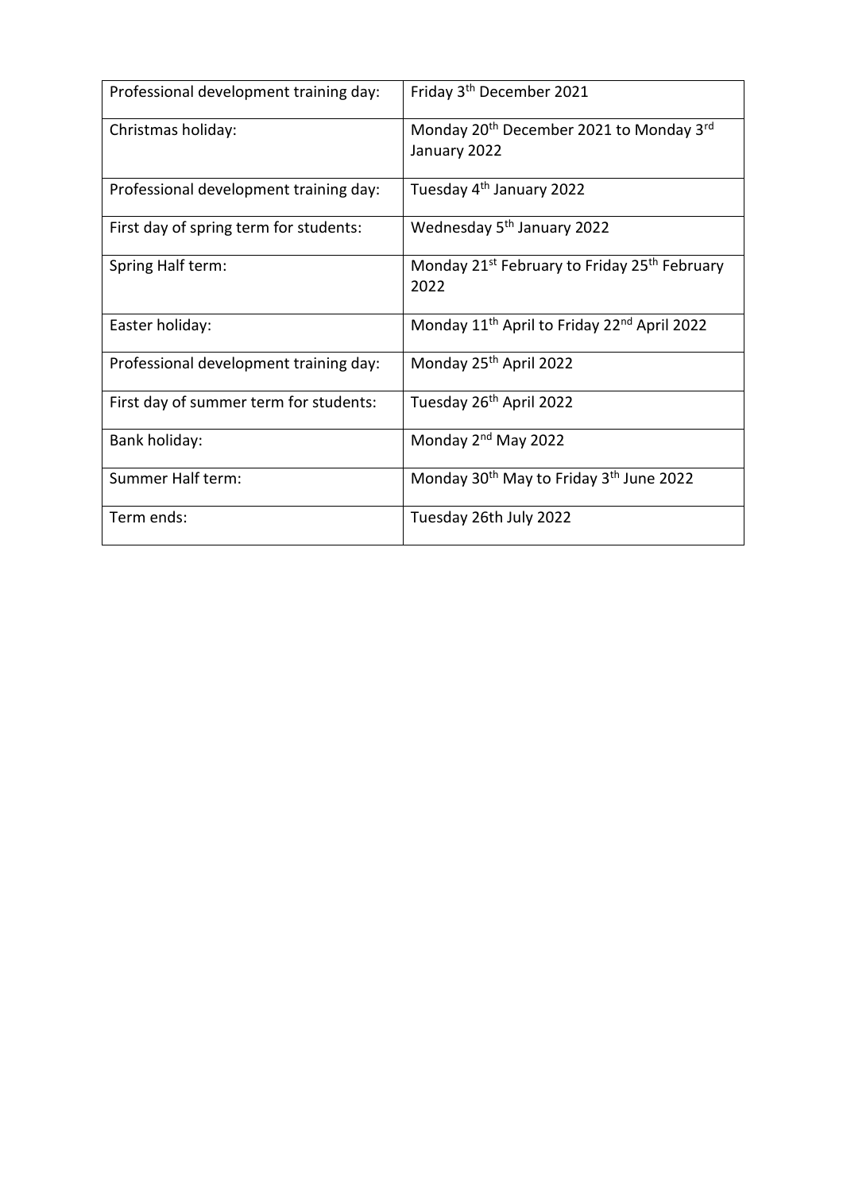| | |
|---|---|
| Professional development training day: | Friday 3th December 2021 |
| Christmas holiday: | Monday 20th December 2021 to Monday 3rd January 2022 |
| Professional development training day: | Tuesday 4th January 2022 |
| First day of spring term for students: | Wednesday 5th January 2022 |
| Spring Half term: | Monday 21st February to Friday 25th February 2022 |
| Easter holiday: | Monday 11th April to Friday 22nd April 2022 |
| Professional development training day: | Monday 25th April 2022 |
| First day of summer term for students: | Tuesday 26th April 2022 |
| Bank holiday: | Monday 2nd May 2022 |
| Summer Half term: | Monday 30th May to Friday 3th June 2022 |
| Term ends: | Tuesday 26th July 2022 |